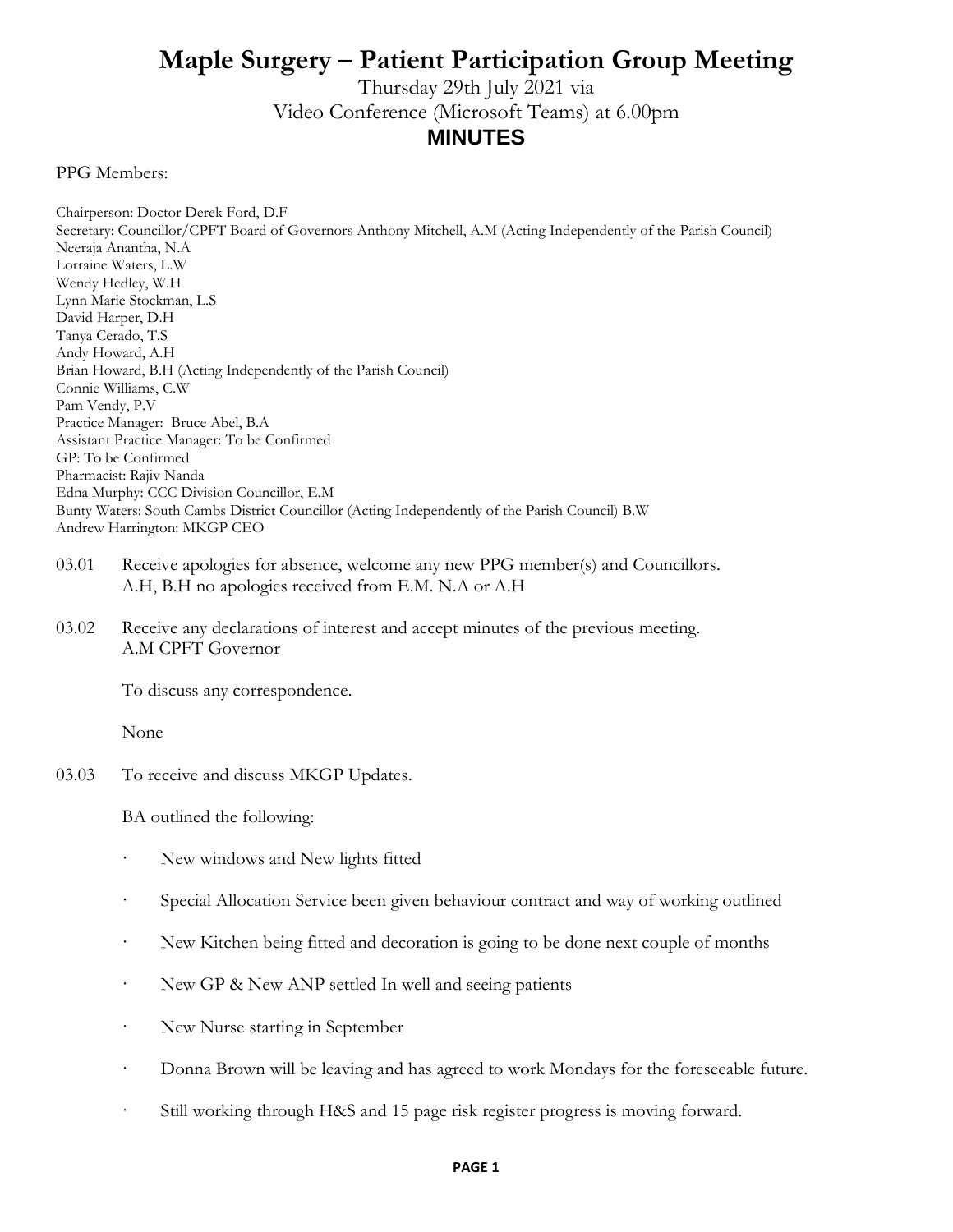# Maple Surgery – Patient Participation Group Meeting

Thursday 29th July 2021 via
Video Conference (Microsoft Teams) at 6.00pm

## MINUTES

PPG Members:

Chairperson: Doctor Derek Ford, D.F
Secretary: Councillor/CPFT Board of Governors Anthony Mitchell, A.M (Acting Independently of the Parish Council)
Neeraja Anantha, N.A
Lorraine Waters, L.W
Wendy Hedley, W.H
Lynn Marie Stockman, L.S
David Harper, D.H
Tanya Cerado, T.S
Andy Howard, A.H
Brian Howard, B.H (Acting Independently of the Parish Council)
Connie Williams, C.W
Pam Vendy, P.V
Practice Manager: Bruce Abel, B.A
Assistant Practice Manager: To be Confirmed
GP: To be Confirmed
Pharmacist: Rajiv Nanda
Edna Murphy: CCC Division Councillor, E.M
Bunty Waters: South Cambs District Councillor (Acting Independently of the Parish Council) B.W
Andrew Harrington: MKGP CEO

03.01 Receive apologies for absence, welcome any new PPG member(s) and Councillors.
A.H, B.H no apologies received from E.M. N.A or A.H

03.02 Receive any declarations of interest and accept minutes of the previous meeting.
A.M CPFT Governor

To discuss any correspondence.

None

03.03 To receive and discuss MKGP Updates.

BA outlined the following:

- New windows and New lights fitted
- Special Allocation Service been given behaviour contract and way of working outlined
- New Kitchen being fitted and decoration is going to be done next couple of months
- New GP & New ANP settled In well and seeing patients
- New Nurse starting in September
- Donna Brown will be leaving and has agreed to work Mondays for the foreseeable future.
- Still working through H&S and 15 page risk register progress is moving forward.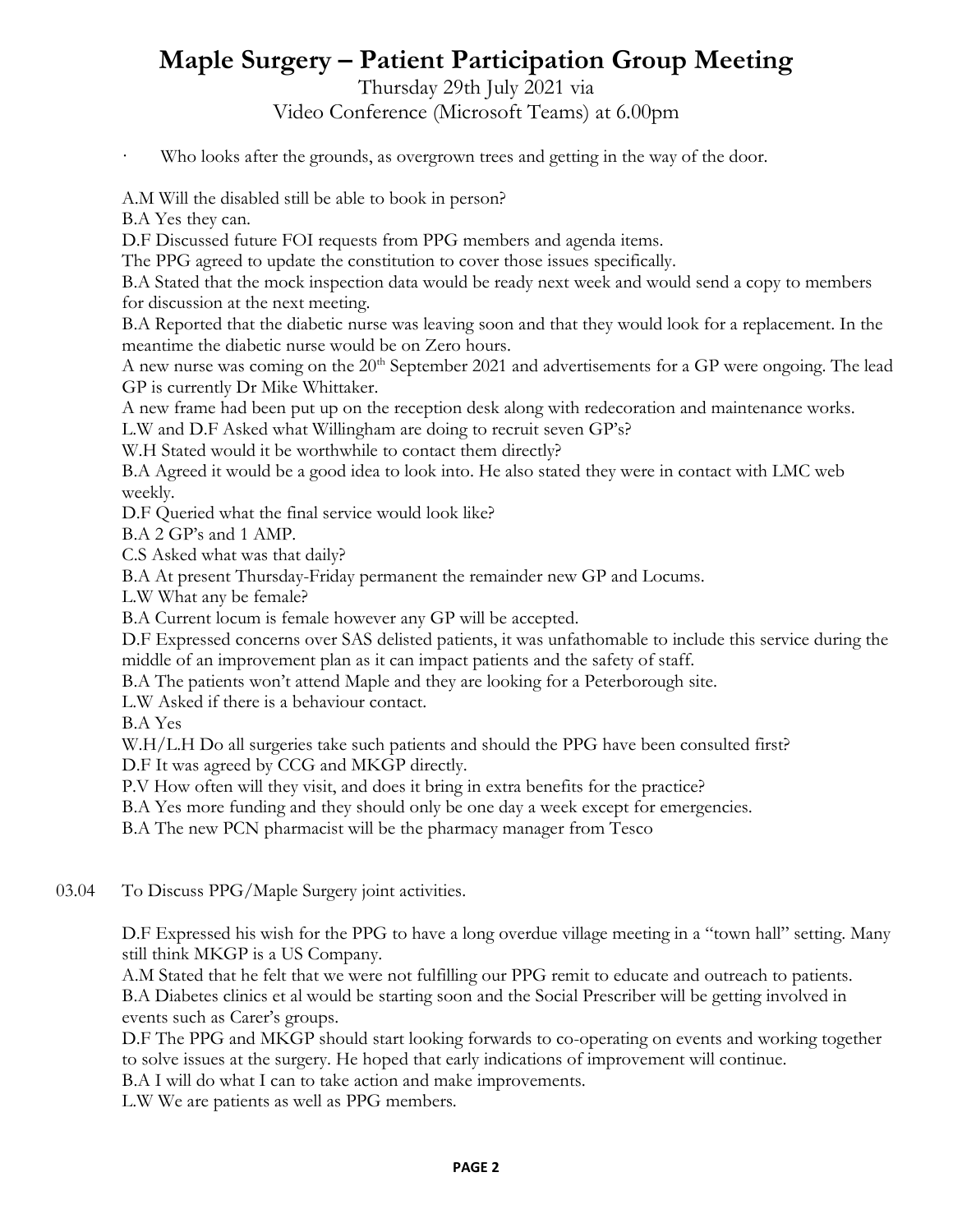# Maple Surgery – Patient Participation Group Meeting

Thursday 29th July 2021 via
Video Conference (Microsoft Teams) at 6.00pm

- Who looks after the grounds, as overgrown trees and getting in the way of the door.

A.M Will the disabled still be able to book in person?

B.A Yes they can.

D.F Discussed future FOI requests from PPG members and agenda items.

The PPG agreed to update the constitution to cover those issues specifically.

B.A Stated that the mock inspection data would be ready next week and would send a copy to members for discussion at the next meeting.

B.A Reported that the diabetic nurse was leaving soon and that they would look for a replacement. In the meantime the diabetic nurse would be on Zero hours.

A new nurse was coming on the 20th September 2021 and advertisements for a GP were ongoing. The lead GP is currently Dr Mike Whittaker.

A new frame had been put up on the reception desk along with redecoration and maintenance works.

L.W and D.F Asked what Willingham are doing to recruit seven GP's?

W.H Stated would it be worthwhile to contact them directly?

B.A Agreed it would be a good idea to look into. He also stated they were in contact with LMC web weekly.

D.F Queried what the final service would look like?

B.A 2 GP's and 1 AMP.

C.S Asked what was that daily?

B.A At present Thursday-Friday permanent the remainder new GP and Locums.

L.W What any be female?

B.A Current locum is female however any GP will be accepted.

D.F Expressed concerns over SAS delisted patients, it was unfathomable to include this service during the middle of an improvement plan as it can impact patients and the safety of staff.

B.A The patients won't attend Maple and they are looking for a Peterborough site.

L.W Asked if there is a behaviour contact.

B.A Yes

W.H/L.H Do all surgeries take such patients and should the PPG have been consulted first?

D.F It was agreed by CCG and MKGP directly.

P.V How often will they visit, and does it bring in extra benefits for the practice?

B.A Yes more funding and they should only be one day a week except for emergencies.

B.A The new PCN pharmacist will be the pharmacy manager from Tesco

03.04 To Discuss PPG/Maple Surgery joint activities.

D.F Expressed his wish for the PPG to have a long overdue village meeting in a "town hall" setting. Many still think MKGP is a US Company.

A.M Stated that he felt that we were not fulfilling our PPG remit to educate and outreach to patients.

B.A Diabetes clinics et al would be starting soon and the Social Prescriber will be getting involved in events such as Carer's groups.

D.F The PPG and MKGP should start looking forwards to co-operating on events and working together to solve issues at the surgery. He hoped that early indications of improvement will continue.

B.A I will do what I can to take action and make improvements.

L.W We are patients as well as PPG members.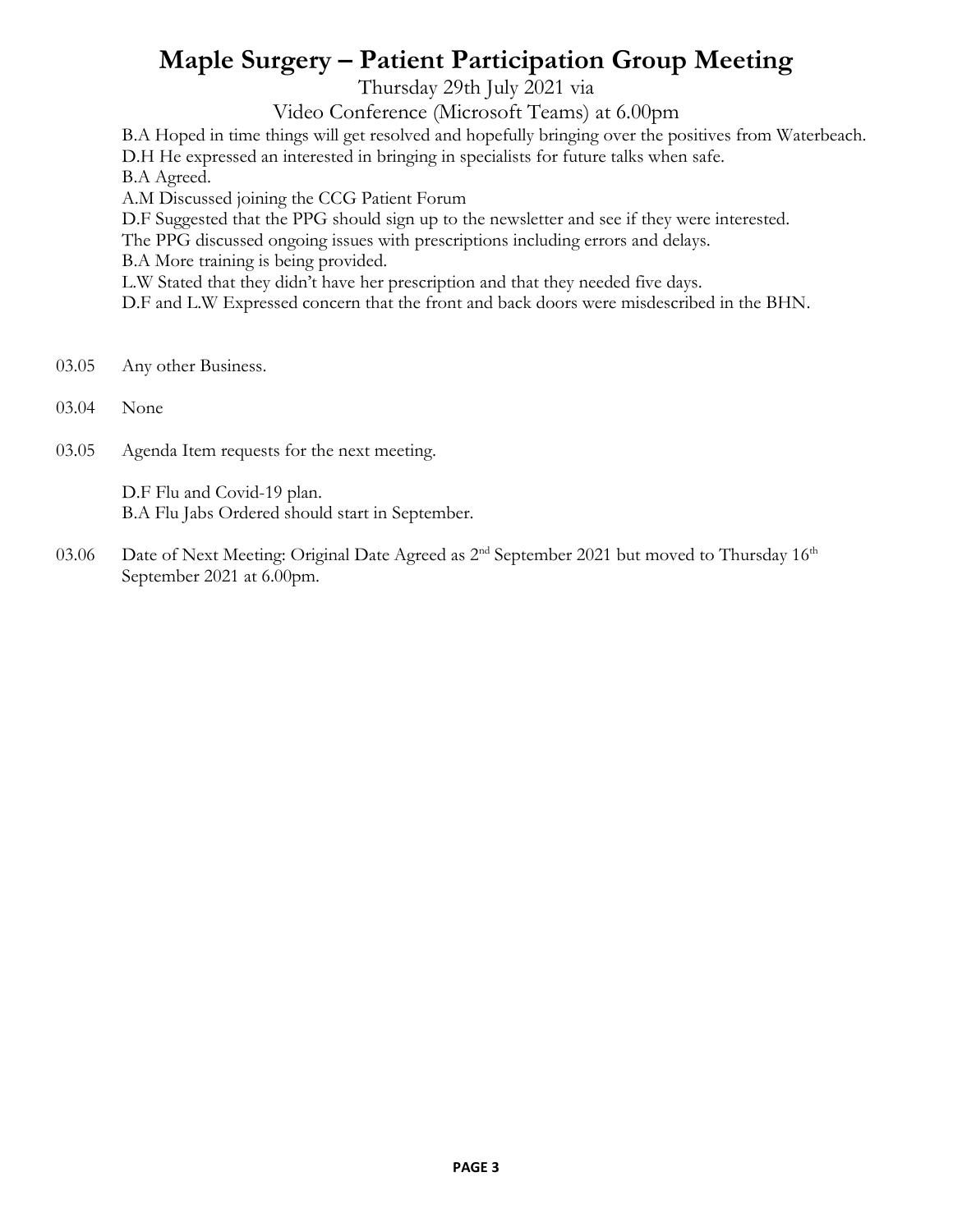# Maple Surgery – Patient Participation Group Meeting

Thursday 29th July 2021 via

Video Conference (Microsoft Teams) at 6.00pm

B.A Hoped in time things will get resolved and hopefully bringing over the positives from Waterbeach.
D.H He expressed an interested in bringing in specialists for future talks when safe.
B.A Agreed.
A.M Discussed joining the CCG Patient Forum
D.F Suggested that the PPG should sign up to the newsletter and see if they were interested.
The PPG discussed ongoing issues with prescriptions including errors and delays.
B.A More training is being provided.
L.W Stated that they didn't have her prescription and that they needed five days.
D.F and L.W Expressed concern that the front and back doors were misdescribed in the BHN.

03.05 Any other Business.

03.04 None

03.05 Agenda Item requests for the next meeting.

D.F Flu and Covid-19 plan.
B.A Flu Jabs Ordered should start in September.

03.06 Date of Next Meeting: Original Date Agreed as 2nd September 2021 but moved to Thursday 16th September 2021 at 6.00pm.